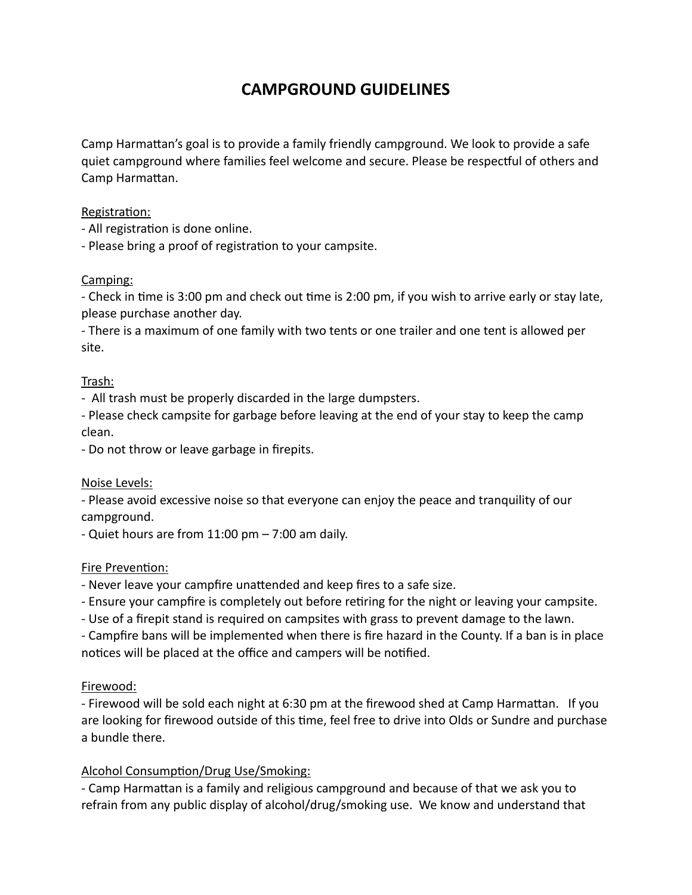# CAMPGROUND GUIDELINES

Camp Harmattan's goal is to provide a family friendly campground. We look to provide a safe quiet campground where families feel welcome and secure. Please be respectful of others and Camp Harmattan.

Registration:

- All registration is done online.
- Please bring a proof of registration to your campsite.

Camping:

- Check in time is 3:00 pm and check out time is 2:00 pm, if you wish to arrive early or stay late, please purchase another day.
- There is a maximum of one family with two tents or one trailer and one tent is allowed per site.

Trash:

- All trash must be properly discarded in the large dumpsters.
- Please check campsite for garbage before leaving at the end of your stay to keep the camp clean.
- Do not throw or leave garbage in firepits.

Noise Levels:

- Please avoid excessive noise so that everyone can enjoy the peace and tranquility of our campground.
- Quiet hours are from 11:00 pm – 7:00 am daily.

Fire Prevention:

- Never leave your campfire unattended and keep fires to a safe size.
- Ensure your campfire is completely out before retiring for the night or leaving your campsite.
- Use of a firepit stand is required on campsites with grass to prevent damage to the lawn.
- Campfire bans will be implemented when there is fire hazard in the County. If a ban is in place notices will be placed at the office and campers will be notified.

Firewood:

- Firewood will be sold each night at 6:30 pm at the firewood shed at Camp Harmattan. If you are looking for firewood outside of this time, feel free to drive into Olds or Sundre and purchase a bundle there.

Alcohol Consumption/Drug Use/Smoking:

- Camp Harmattan is a family and religious campground and because of that we ask you to refrain from any public display of alcohol/drug/smoking use. We know and understand that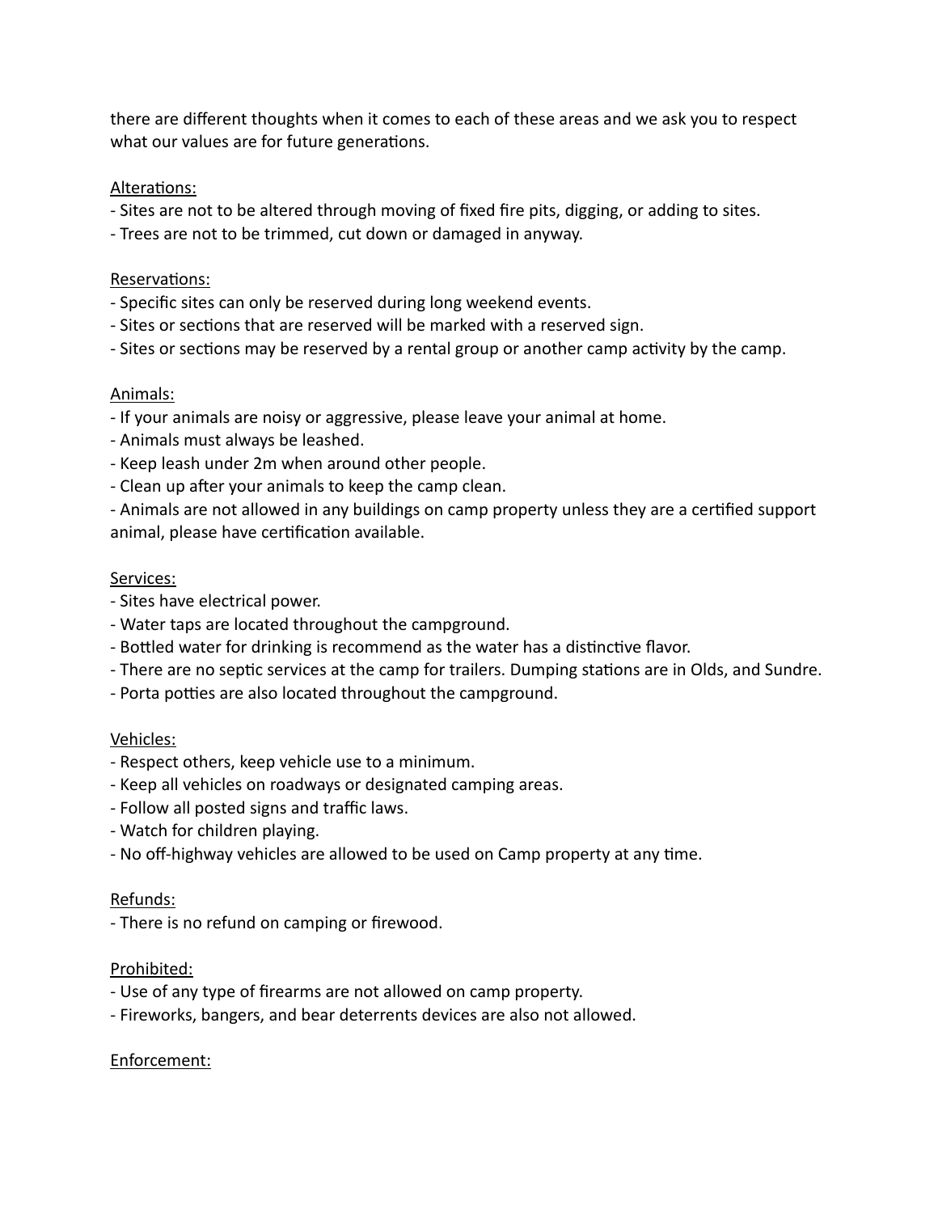there are different thoughts when it comes to each of these areas and we ask you to respect what our values are for future generations.

Alterations:

- Sites are not to be altered through moving of fixed fire pits, digging, or adding to sites.
- Trees are not to be trimmed, cut down or damaged in anyway.

Reservations:

- Specific sites can only be reserved during long weekend events.
- Sites or sections that are reserved will be marked with a reserved sign.
- Sites or sections may be reserved by a rental group or another camp activity by the camp.

Animals:

- If your animals are noisy or aggressive, please leave your animal at home.
- Animals must always be leashed.
- Keep leash under 2m when around other people.
- Clean up after your animals to keep the camp clean.
- Animals are not allowed in any buildings on camp property unless they are a certified support animal, please have certification available.

Services:

- Sites have electrical power.
- Water taps are located throughout the campground.
- Bottled water for drinking is recommend as the water has a distinctive flavor.
- There are no septic services at the camp for trailers. Dumping stations are in Olds, and Sundre.
- Porta potties are also located throughout the campground.

Vehicles:

- Respect others, keep vehicle use to a minimum.
- Keep all vehicles on roadways or designated camping areas.
- Follow all posted signs and traffic laws.
- Watch for children playing.
- No off-highway vehicles are allowed to be used on Camp property at any time.

Refunds:

- There is no refund on camping or firewood.

Prohibited:

- Use of any type of firearms are not allowed on camp property.
- Fireworks, bangers, and bear deterrents devices are also not allowed.

Enforcement: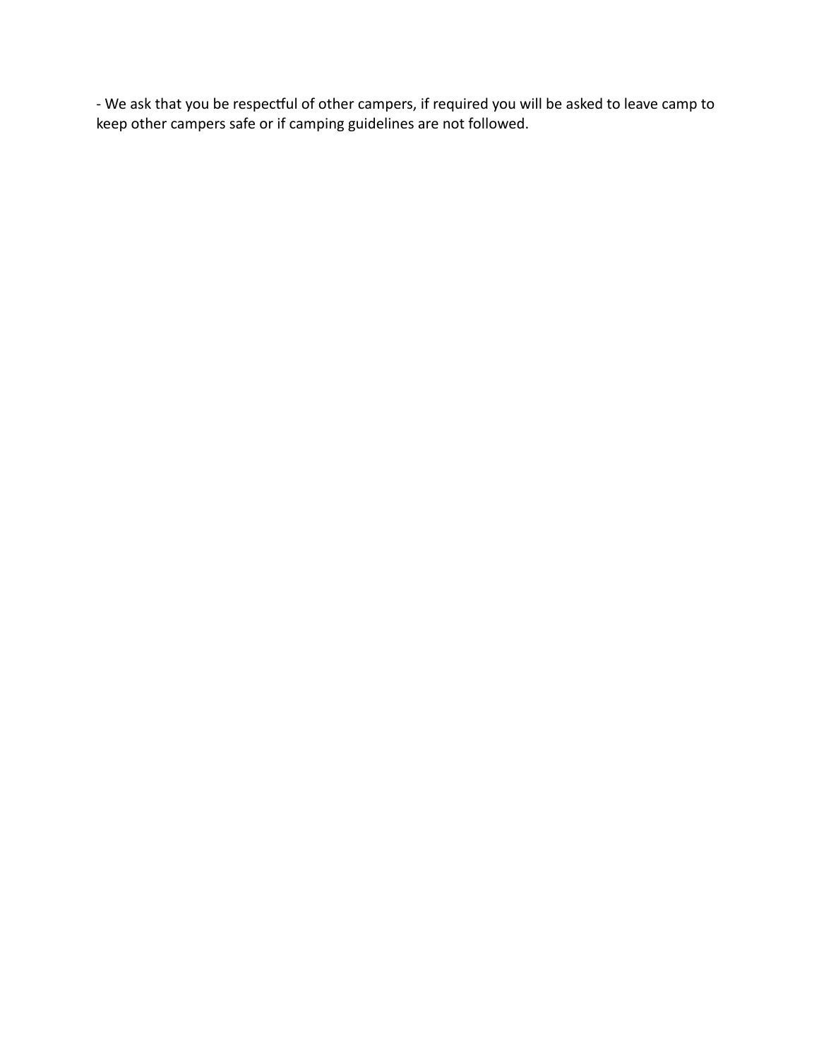- We ask that you be respectful of other campers, if required you will be asked to leave camp to keep other campers safe or if camping guidelines are not followed.